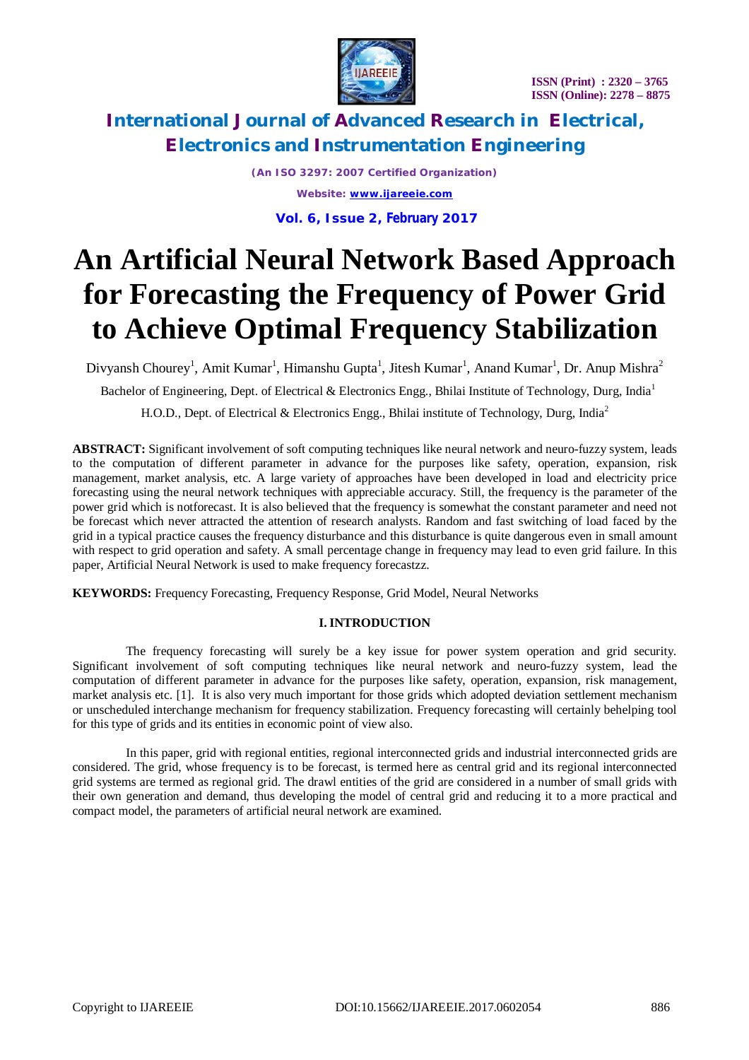# An Artificial Neural Network Based Approach for Forecasting the Frequency of Power Grid to Achieve Optimal Frequency Stabilization

Divyansh Chourey[1], Amit Kumar[1], Himanshu Gupta[1], Jitesh Kumar[1], Anand Kumar[1], Dr. Anup Mishra[2]

Bachelor of Engineering, Dept. of Electrical & Electronics Engg., Bhilai Institute of Technology, Durg, India[1]

H.O.D., Dept. of Electrical & Electronics Engg., Bhilai institute of Technology, Durg, India[2]

**ABSTRACT:** Significant involvement of soft computing techniques like neural network and neuro-fuzzy system, leads to the computation of different parameter in advance for the purposes like safety, operation, expansion, risk management, market analysis, etc. A large variety of approaches have been developed in load and electricity price forecasting using the neural network techniques with appreciable accuracy. Still, the frequency is the parameter of the power grid which is notforecast. It is also believed that the frequency is somewhat the constant parameter and need not be forecast which never attracted the attention of research analysts. Random and fast switching of load faced by the grid in a typical practice causes the frequency disturbance and this disturbance is quite dangerous even in small amount with respect to grid operation and safety. A small percentage change in frequency may lead to even grid failure. In this paper, Artificial Neural Network is used to make frequency forecastzz.

**KEYWORDS:** Frequency Forecasting, Frequency Response, Grid Model, Neural Networks

## I. INTRODUCTION

The frequency forecasting will surely be a key issue for power system operation and grid security. Significant involvement of soft computing techniques like neural network and neuro-fuzzy system, lead the computation of different parameter in advance for the purposes like safety, operation, expansion, risk management, market analysis etc. [1]. It is also very much important for those grids which adopted deviation settlement mechanism or unscheduled interchange mechanism for frequency stabilization. Frequency forecasting will certainly behelping tool for this type of grids and its entities in economic point of view also.

In this paper, grid with regional entities, regional interconnected grids and industrial interconnected grids are considered. The grid, whose frequency is to be forecast, is termed here as central grid and its regional interconnected grid systems are termed as regional grid. The drawl entities of the grid are considered in a number of small grids with their own generation and demand, thus developing the model of central grid and reducing it to a more practical and compact model, the parameters of artificial neural network are examined.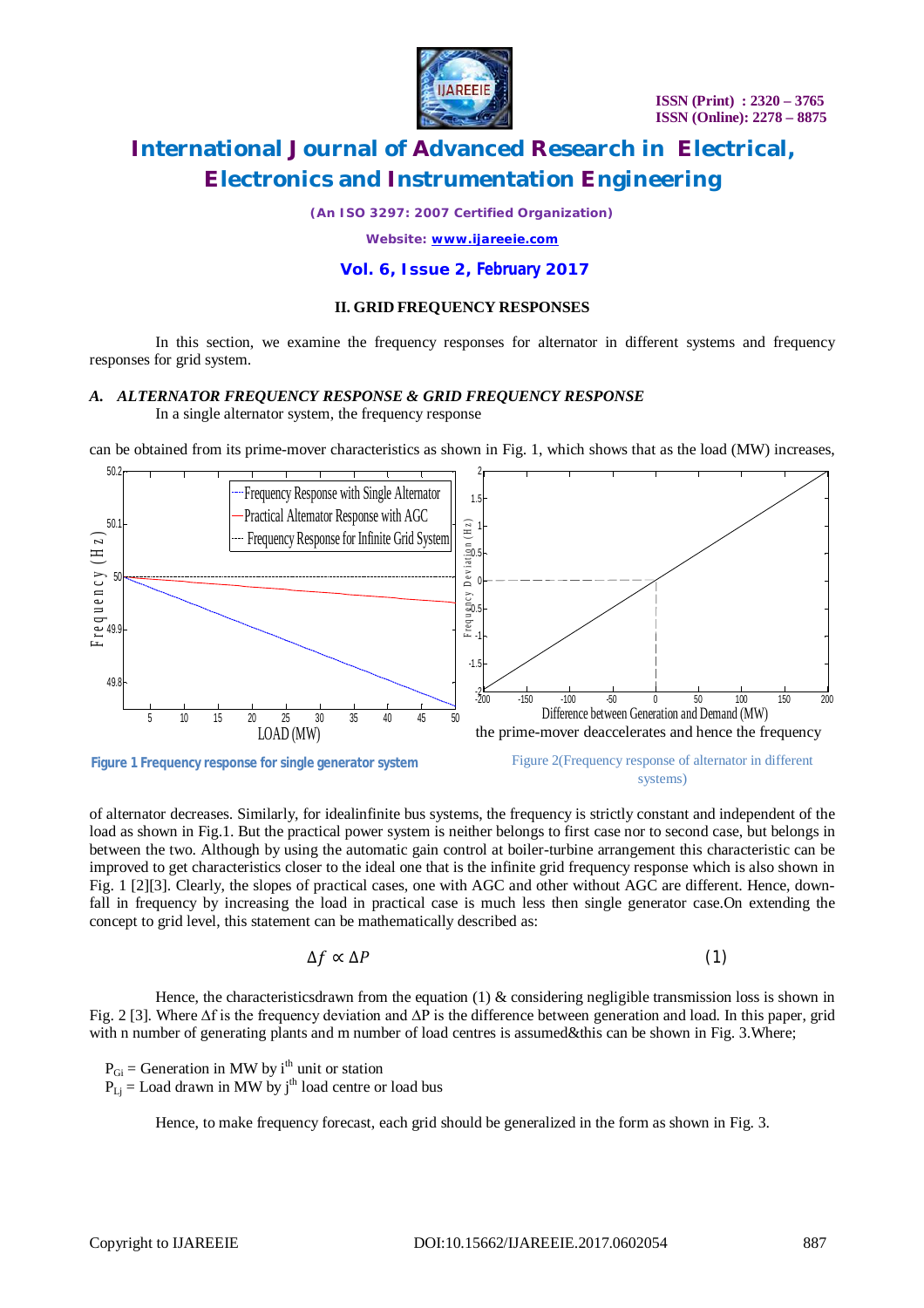## II. GRID FREQUENCY RESPONSES

In this section, we examine the frequency responses for alternator in different systems and frequency responses for grid system.

### *A. ALTERNATOR FREQUENCY RESPONSE & GRID FREQUENCY RESPONSE*

In a single alternator system, the frequency response can be obtained from its prime-mover characteristics as shown in Fig. 1, which shows that as the load (MW) increases, the prime-mover deaccelerates and hence the frequency of alternator decreases. Similarly, for idealinfinite bus systems, the frequency is strictly constant and independent of the load as shown in Fig.1. But the practical power system is neither belongs to first case nor to second case, but belongs in between the two. Although by using the automatic gain control at boiler-turbine arrangement this characteristic can be improved to get characteristics closer to the ideal one that is the infinite grid frequency response which is also shown in Fig. 1 [2][3]. Clearly, the slopes of practical cases, one with AGC and other without AGC are different. Hence, down-fall in frequency by increasing the load in practical case is much less then single generator case.On extending the concept to grid level, this statement can be mathematically described as:

**Figure 1 Frequency response for single generator system**

Figure 2(Frequency response of alternator in different systems)

$$\Delta f \propto \Delta P \qquad (1)$$

Hence, the characteristicsdrawn from the equation (1) & considering negligible transmission loss is shown in Fig. 2 [3]. Where $\Delta f$ is the frequency deviation and $\Delta P$ is the difference between generation and load. In this paper, grid with n number of generating plants and m number of load centres is assumed&this can be shown in Fig. 3.Where;

$P_{Gi}$ = Generation in MW by $i^{th}$ unit or station
$P_{Lj}$ = Load drawn in MW by $j^{th}$ load centre or load bus

Hence, to make frequency forecast, each grid should be generalized in the form as shown in Fig. 3.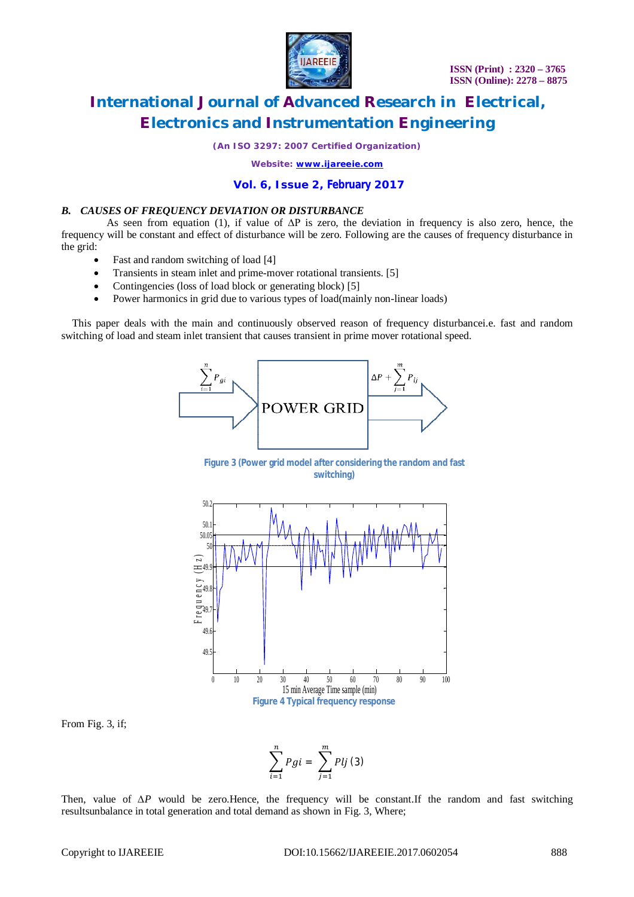### *B. CAUSES OF FREQUENCY DEVIATION OR DISTURBANCE*

As seen from equation (1), if value of ΔP is zero, the deviation in frequency is also zero, hence, the frequency will be constant and effect of disturbance will be zero. Following are the causes of frequency disturbance in the grid:

- Fast and random switching of load [4]
- Transients in steam inlet and prime-mover rotational transients. [5]
- Contingencies (loss of load block or generating block) [5]
- Power harmonics in grid due to various types of load(mainly non-linear loads)

This paper deals with the main and continuously observed reason of frequency disturbancei.e. fast and random switching of load and steam inlet transient that causes transient in prime mover rotational speed.

Figure 3 (Power grid model after considering the random and fast switching)

Figure 4 Typical frequency response

From Fig. 3, if;

$$\sum_{i=1}^{n} Pgi = \sum_{j=1}^{m} Plj \ (3)$$

Then, value of $\Delta P$ would be zero.Hence, the frequency will be constant.If the random and fast switching resultsunbalance in total generation and total demand as shown in Fig. 3, Where;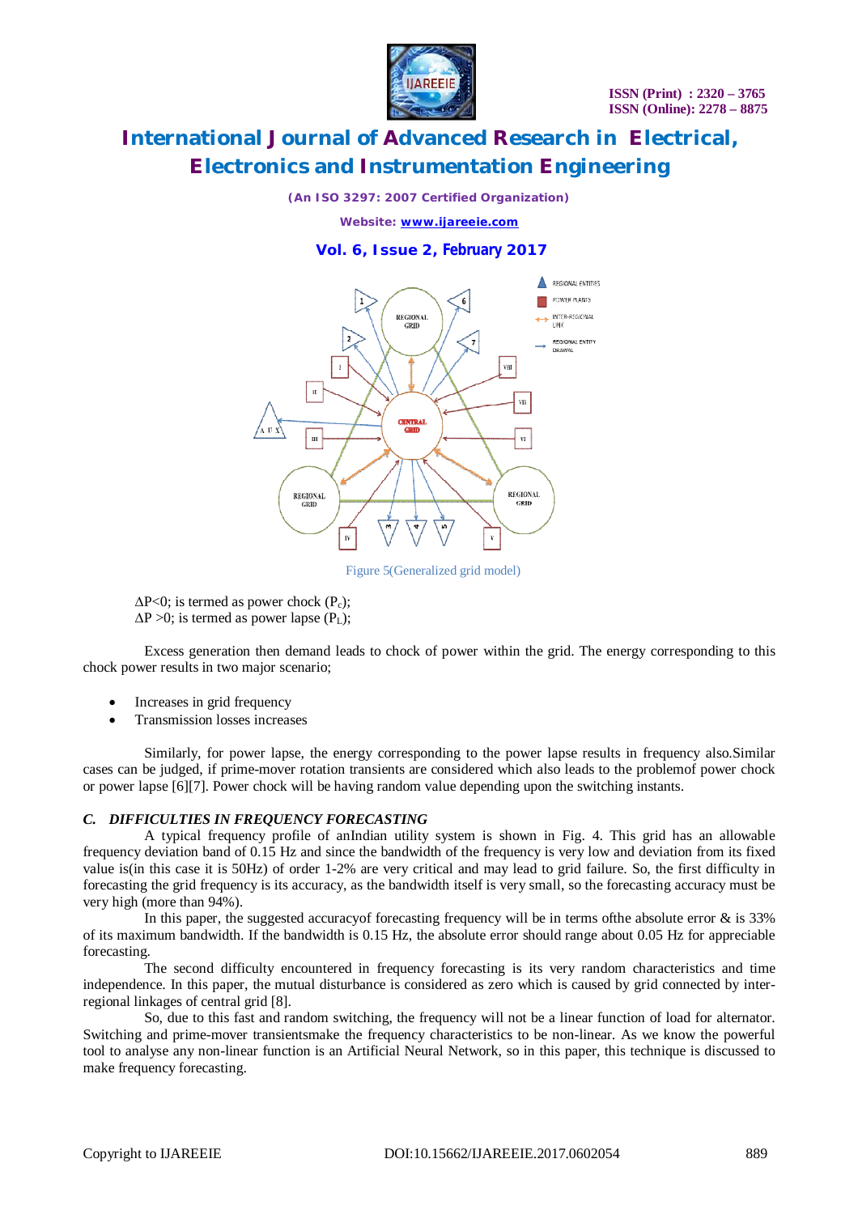Figure 5(Generalized grid model)

$\Delta P<0$; is termed as power chock ($P_c$);
$\Delta P>0$; is termed as power lapse ($P_L$);

Excess generation then demand leads to chock of power within the grid. The energy corresponding to this chock power results in two major scenario;

- Increases in grid frequency
- Transmission losses increases

Similarly, for power lapse, the energy corresponding to the power lapse results in frequency also.Similar cases can be judged, if prime-mover rotation transients are considered which also leads to the problemof power chock or power lapse [6][7]. Power chock will be having random value depending upon the switching instants.

### *C. DIFFICULTIES IN FREQUENCY FORECASTING*

A typical frequency profile of anIndian utility system is shown in Fig. 4. This grid has an allowable frequency deviation band of 0.15 Hz and since the bandwidth of the frequency is very low and deviation from its fixed value is(in this case it is 50Hz) of order 1-2% are very critical and may lead to grid failure. So, the first difficulty in forecasting the grid frequency is its accuracy, as the bandwidth itself is very small, so the forecasting accuracy must be very high (more than 94%).

In this paper, the suggested accuracyof forecasting frequency will be in terms ofthe absolute error & is 33% of its maximum bandwidth. If the bandwidth is 0.15 Hz, the absolute error should range about 0.05 Hz for appreciable forecasting.

The second difficulty encountered in frequency forecasting is its very random characteristics and time independence. In this paper, the mutual disturbance is considered as zero which is caused by grid connected by inter-regional linkages of central grid [8].

So, due to this fast and random switching, the frequency will not be a linear function of load for alternator. Switching and prime-mover transientsmake the frequency characteristics to be non-linear. As we know the powerful tool to analyse any non-linear function is an Artificial Neural Network, so in this paper, this technique is discussed to make frequency forecasting.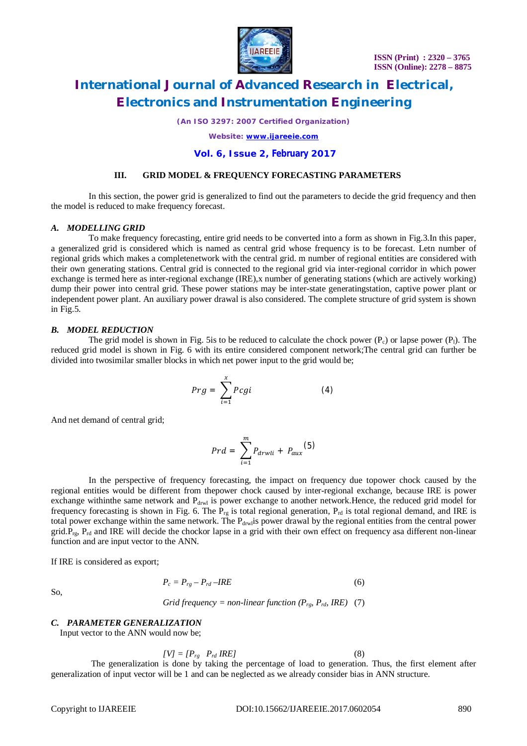### III. GRID MODEL & FREQUENCY FORECASTING PARAMETERS

In this section, the power grid is generalized to find out the parameters to decide the grid frequency and then the model is reduced to make frequency forecast.

#### *A. MODELLING GRID*

To make frequency forecasting, entire grid needs to be converted into a form as shown in Fig.3.In this paper, a generalized grid is considered which is named as central grid whose frequency is to be forecast. Letn number of regional grids which makes a completenetwork with the central grid. m number of regional entities are considered with their own generating stations. Central grid is connected to the regional grid via inter-regional corridor in which power exchange is termed here as inter-regional exchange (IRE),x number of generating stations (which are actively working) dump their power into central grid. These power stations may be inter-state generatingstation, captive power plant or independent power plant. An auxiliary power drawal is also considered. The complete structure of grid system is shown in Fig.5.

#### *B. MODEL REDUCTION*

The grid model is shown in Fig. 5is to be reduced to calculate the chock power ($P_c$) or lapse power ($P_l$). The reduced grid model is shown in Fig. 6 with its entire considered component network;The central grid can further be divided into twosimilar smaller blocks in which net power input to the grid would be;

$$Prg = \sum_{i=1}^{x} Pcgi \qquad (4)$$

And net demand of central grid;

$$Prd = \sum_{i=1}^{m} P_{drwli} + P_{aux} \qquad (5)$$

In the perspective of frequency forecasting, the impact on frequency due topower chock caused by the regional entities would be different from thepower chock caused by inter-regional exchange, because IRE is power exchange withinthe same network and $P_{drwl}$ is power exchange to another network.Hence, the reduced grid model for frequency forecasting is shown in Fig. 6. The $P_{rg}$ is total regional generation, $P_{rd}$ is total regional demand, and IRE is total power exchange within the same network. The $P_{drwl}$is power drawal by the regional entities from the central power grid.$P_{rg}$, $P_{rd}$ and IRE will decide the chockor lapse in a grid with their own effect on frequency asa different non-linear function and are input vector to the ANN.

If IRE is considered as export;

$$P_c = P_{rg} - P_{rd} - IRE \qquad (6)$$

So,

$$Grid\ frequency = non\text{-}linear\ function\ (P_{rg}, P_{rd}, IRE) \qquad (7)$$

#### *C. PARAMETER GENERALIZATION*

Input vector to the ANN would now be;

$$[V] = [P_{rg} \quad P_{rd}\ IRE] \qquad (8)$$

The generalization is done by taking the percentage of load to generation. Thus, the first element after generalization of input vector will be 1 and can be neglected as we already consider bias in ANN structure.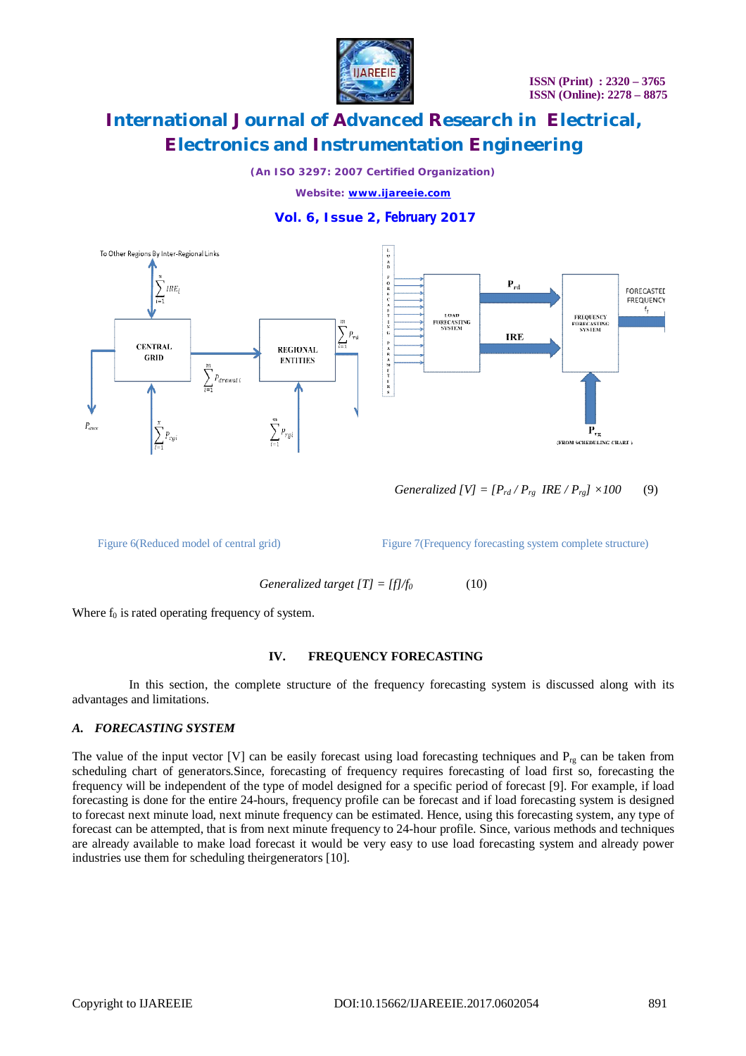$$Generalized\ [V] = [P_{rd} / P_{rg}\ \ IRE / P_{rg}] \times 100 \qquad (9)$$

Figure 6(Reduced model of central grid)

Figure 7(Frequency forecasting system complete structure)

$$Generalized\ target\ [T] = [f]/f_0 \qquad (10)$$

Where $f_0$ is rated operating frequency of system.

## IV. FREQUENCY FORECASTING

In this section, the complete structure of the frequency forecasting system is discussed along with its advantages and limitations.

### *A. FORECASTING SYSTEM*

The value of the input vector [V] can be easily forecast using load forecasting techniques and $P_{rg}$ can be taken from scheduling chart of generators.Since, forecasting of frequency requires forecasting of load first so, forecasting the frequency will be independent of the type of model designed for a specific period of forecast [9]. For example, if load forecasting is done for the entire 24-hours, frequency profile can be forecast and if load forecasting system is designed to forecast next minute load, next minute frequency can be estimated. Hence, using this forecasting system, any type of forecast can be attempted, that is from next minute frequency to 24-hour profile. Since, various methods and techniques are already available to make load forecast it would be very easy to use load forecasting system and already power industries use them for scheduling theirgenerators [10].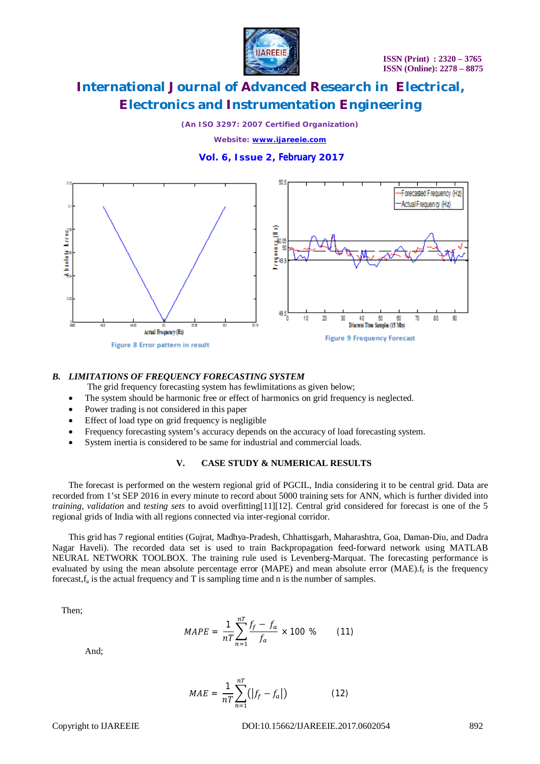Figure 8 Error pattern in result

Figure 9 Frequency Forecast

### *B. LIMITATIONS OF FREQUENCY FORECASTING SYSTEM*

The grid frequency forecasting system has fewlimitations as given below;

- The system should be harmonic free or effect of harmonics on grid frequency is neglected.
- Power trading is not considered in this paper
- Effect of load type on grid frequency is negligible
- Frequency forecasting system's accuracy depends on the accuracy of load forecasting system.
- System inertia is considered to be same for industrial and commercial loads.

## V. CASE STUDY & NUMERICAL RESULTS

The forecast is performed on the western regional grid of PGCIL, India considering it to be central grid. Data are recorded from 1'st SEP 2016 in every minute to record about 5000 training sets for ANN, which is further divided into *training, validation* and *testing sets* to avoid overfitting[11][12]. Central grid considered for forecast is one of the 5 regional grids of India with all regions connected via inter-regional corridor.

This grid has 7 regional entities (Gujrat, Madhya-Pradesh, Chhattisgarh, Maharashtra, Goa, Daman-Diu, and Dadra Nagar Haveli). The recorded data set is used to train Backpropagation feed-forward network using MATLAB NEURAL NETWORK TOOLBOX. The training rule used is Levenberg-Marquat. The forecasting performance is evaluated by using the mean absolute percentage error (MAPE) and mean absolute error (MAE).$f_f$ is the frequency forecast,$f_a$ is the actual frequency and T is sampling time and n is the number of samples.

Then;

$$MAPE = \frac{1}{nT}\sum_{n=1}^{nT}\frac{f_f - f_a}{f_a} \times 100\ \% \qquad (11)$$

And;

$$MAE = \frac{1}{nT}\sum_{n=1}^{nT}(|f_f - f_a|) \qquad (12)$$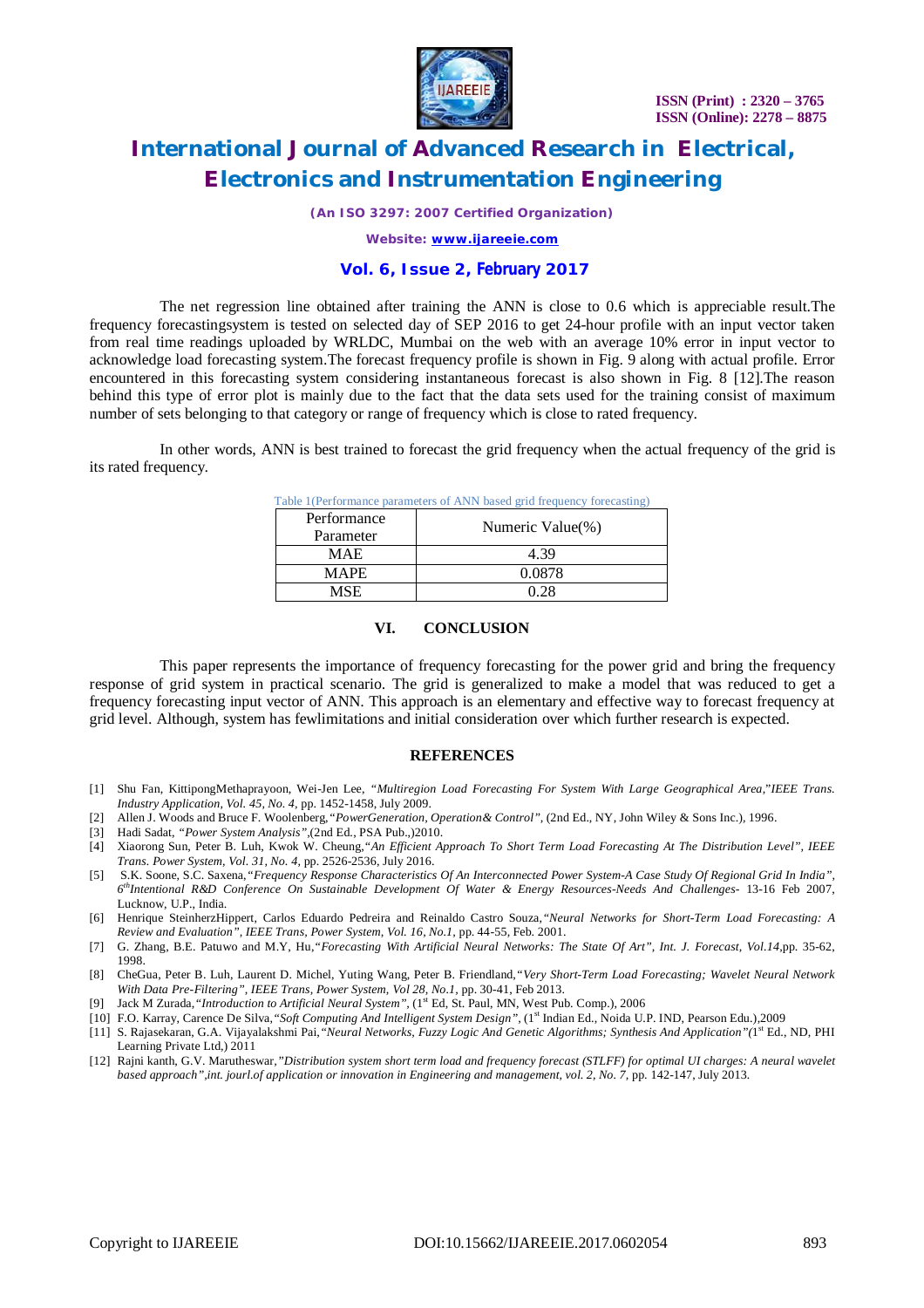The net regression line obtained after training the ANN is close to 0.6 which is appreciable result.The frequency forecastingsystem is tested on selected day of SEP 2016 to get 24-hour profile with an input vector taken from real time readings uploaded by WRLDC, Mumbai on the web with an average 10% error in input vector to acknowledge load forecasting system.The forecast frequency profile is shown in Fig. 9 along with actual profile. Error encountered in this forecasting system considering instantaneous forecast is also shown in Fig. 8 [12].The reason behind this type of error plot is mainly due to the fact that the data sets used for the training consist of maximum number of sets belonging to that category or range of frequency which is close to rated frequency.

In other words, ANN is best trained to forecast the grid frequency when the actual frequency of the grid is its rated frequency.

Table 1(Performance parameters of ANN based grid frequency forecasting)

| Performance Parameter | Numeric Value(%) |
|---|---|
| MAE | 4.39 |
| MAPE | 0.0878 |
| MSE | 0.28 |

## VI. CONCLUSION

This paper represents the importance of frequency forecasting for the power grid and bring the frequency response of grid system in practical scenario. The grid is generalized to make a model that was reduced to get a frequency forecasting input vector of ANN. This approach is an elementary and effective way to forecast frequency at grid level. Although, system has fewlimitations and initial consideration over which further research is expected.

## REFERENCES

[1] Shu Fan, KittipongMethaprayoon, Wei-Jen Lee, *"Multiregion Load Forecasting For System With Large Geographical Area,"IEEE Trans. Industry Application, Vol. 45, No. 4,* pp. 1452-1458, July 2009.

[2] Allen J. Woods and Bruce F. Woolenberg,*"PowerGeneration, Operation& Control"*, (2nd Ed., NY, John Wiley & Sons Inc.), 1996.

[3] Hadi Sadat, *"Power System Analysis"*,(2nd Ed., PSA Pub.,)2010.

[4] Xiaorong Sun, Peter B. Luh, Kwok W. Cheung,*"An Efficient Approach To Short Term Load Forecasting At The Distribution Level", IEEE Trans. Power System, Vol. 31, No. 4,* pp. 2526-2536, July 2016.

[5] S.K. Soone, S.C. Saxena,*"Frequency Response Characteristics Of An Interconnected Power System-A Case Study Of Regional Grid In India", 6thIntentional R&D Conference On Sustainable Development Of Water & Energy Resources-Needs And Challenges-* 13-16 Feb 2007, Lucknow, U.P., India.

[6] Henrique SteinherzHippert, Carlos Eduardo Pedreira and Reinaldo Castro Souza,*"Neural Networks for Short-Term Load Forecasting: A Review and Evaluation", IEEE Trans, Power System, Vol. 16, No.1,* pp. 44-55, Feb. 2001.

[7] G. Zhang, B.E. Patuwo and M.Y, Hu,*"Forecasting With Artificial Neural Networks: The State Of Art", Int. J. Forecast, Vol.14,*pp. 35-62, 1998.

[8] CheGua, Peter B. Luh, Laurent D. Michel, Yuting Wang, Peter B. Friendland,*"Very Short-Term Load Forecasting; Wavelet Neural Network With Data Pre-Filtering", IEEE Trans, Power System, Vol 28, No.1,* pp. 30-41, Feb 2013.

[9] Jack M Zurada,*"Introduction to Artificial Neural System"*, (1st Ed, St. Paul, MN, West Pub. Comp.), 2006

[10] F.O. Karray, Carence De Silva,*"Soft Computing And Intelligent System Design"*, (1st Indian Ed., Noida U.P. IND, Pearson Edu.),2009

[11] S. Rajasekaran, G.A. Vijayalakshmi Pai,*"Neural Networks, Fuzzy Logic And Genetic Algorithms; Synthesis And Application"*(1st Ed., ND, PHI Learning Private Ltd,) 2011

[12] Rajni kanth, G.V. Marutheswar,*"Distribution system short term load and frequency forecast (STLFF) for optimal UI charges: A neural wavelet based approach",int. jourl.of application or innovation in Engineering and management, vol. 2, No. 7,* pp. 142-147, July 2013.